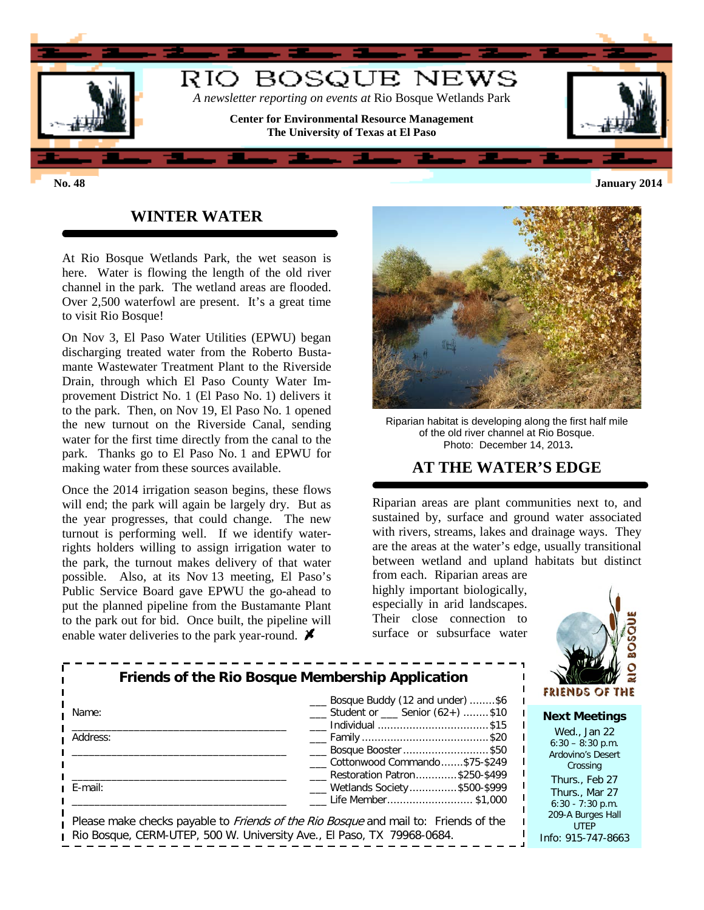# RIO BOSQUE NEWS

*A newsletter reporting on events at* Rio Bosque Wetlands Park

**Center for Environmental Resource Management**
**The University of Texas at El Paso**

**No. 48** **January 2014**

## WINTER WATER

At Rio Bosque Wetlands Park, the wet season is here. Water is flowing the length of the old river channel in the park. The wetland areas are flooded. Over 2,500 waterfowl are present. It's a great time to visit Rio Bosque!

On Nov 3, El Paso Water Utilities (EPWU) began discharging treated water from the Roberto Bustamante Wastewater Treatment Plant to the Riverside Drain, through which El Paso County Water Improvement District No. 1 (El Paso No. 1) delivers it to the park. Then, on Nov 19, El Paso No. 1 opened the new turnout on the Riverside Canal, sending water for the first time directly from the canal to the park. Thanks go to El Paso No. 1 and EPWU for making water from these sources available.

Once the 2014 irrigation season begins, these flows will end; the park will again be largely dry. But as the year progresses, that could change. The new turnout is performing well. If we identify water-rights holders willing to assign irrigation water to the park, the turnout makes delivery of that water possible. Also, at its Nov 13 meeting, El Paso's Public Service Board gave EPWU the go-ahead to put the planned pipeline from the Bustamante Plant to the park out for bid. Once built, the pipeline will enable water deliveries to the park year-round.

Riparian habitat is developing along the first half mile of the old river channel at Rio Bosque. Photo: December 14, 2013.

## AT THE WATER'S EDGE

Riparian areas are plant communities next to, and sustained by, surface and ground water associated with rivers, streams, lakes and drainage ways. They are the areas at the water's edge, usually transitional between wetland and upland habitats but distinct from each. Riparian areas are highly important biologically, especially in arid landscapes. Their close connection to surface or subsurface water

### Friends of the Rio Bosque Membership Application

Name: ____________________________________

Address: ____________________________________

____________________________________

E-mail: ____________________________________

- ___ Bosque Buddy (12 and under) ........$6
- ___ Student or ___ Senior (62+) ........$10
- ___ Individual ........$15
- ___ Family ........$20
- ___ Bosque Booster ........$50
- ___ Cottonwood Commando.......$75-$249
- ___ Restoration Patron.............$250-$499
- ___ Wetlands Society...............$500-$999
- ___ Life Member........................$1,000

Please make checks payable to *Friends of the Rio Bosque* and mail to: Friends of the Rio Bosque, CERM-UTEP, 500 W. University Ave., El Paso, TX 79968-0684.

FRIENDS OF THE RIO BOSQUE

**Next Meetings**

Wed., Jan 22
6:30 – 8:30 p.m.
Ardovino's Desert Crossing

Thurs., Feb 27
Thurs., Mar 27
6:30 - 7:30 p.m.
209-A Burges Hall
UTEP

Info: 915-747-8663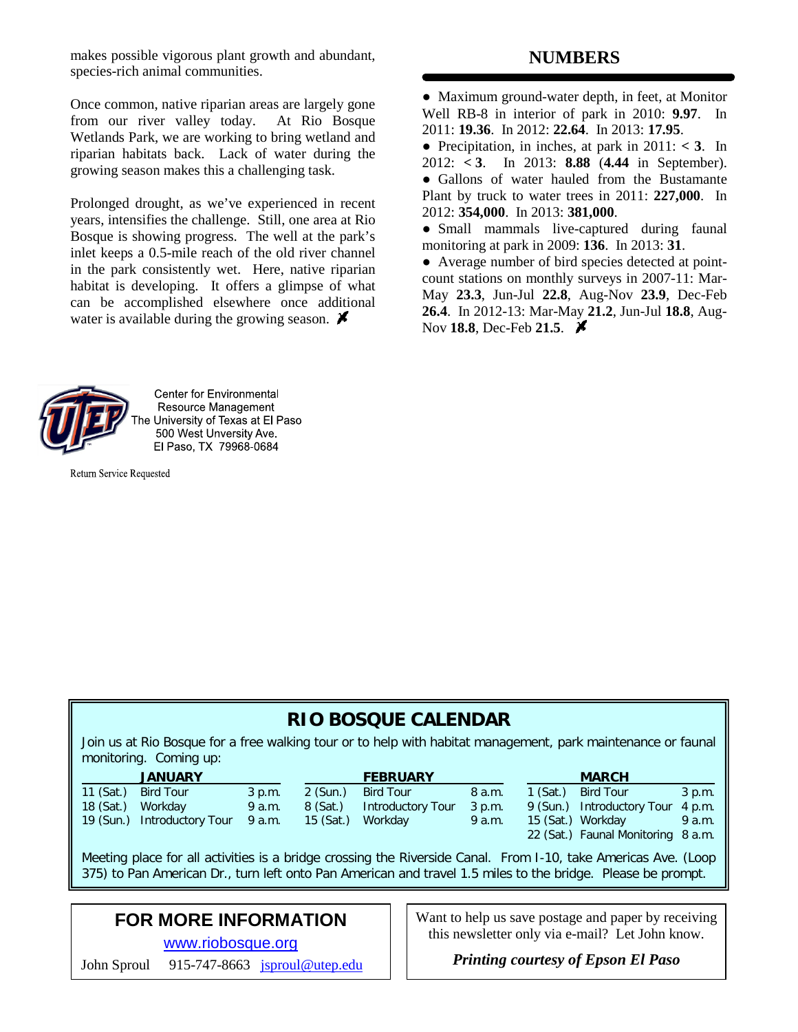makes possible vigorous plant growth and abundant, species-rich animal communities.

Once common, native riparian areas are largely gone from our river valley today. At Rio Bosque Wetlands Park, we are working to bring wetland and riparian habitats back. Lack of water during the growing season makes this a challenging task.

Prolonged drought, as we've experienced in recent years, intensifies the challenge. Still, one area at Rio Bosque is showing progress. The well at the park's inlet keeps a 0.5-mile reach of the old river channel in the park consistently wet. Here, native riparian habitat is developing. It offers a glimpse of what can be accomplished elsewhere once additional water is available during the growing season.

## NUMBERS

- Maximum ground-water depth, in feet, at Monitor Well RB-8 in interior of park in 2010: **9.97**. In 2011: **19.36**. In 2012: **22.64**. In 2013: **17.95**.
- Precipitation, in inches, at park in 2011: **< 3**. In 2012: **< 3**. In 2013: **8.88** (**4.44** in September).
- Gallons of water hauled from the Bustamante Plant by truck to water trees in 2011: **227,000**. In 2012: **354,000**. In 2013: **381,000**.
- Small mammals live-captured during faunal monitoring at park in 2009: **136**. In 2013: **31**.
- Average number of bird species detected at point-count stations on monthly surveys in 2007-11: Mar-May **23.3**, Jun-Jul **22.8**, Aug-Nov **23.9**, Dec-Feb **26.4**. In 2012-13: Mar-May **21.2**, Jun-Jul **18.8**, Aug-Nov **18.8**, Dec-Feb **21.5**.

Center for Environmental Resource Management
The University of Texas at El Paso
500 West Unversity Ave.
El Paso, TX 79968-0684

Return Service Requested

## RIO BOSQUE CALENDAR

Join us at Rio Bosque for a free walking tour or to help with habitat management, park maintenance or faunal monitoring. Coming up:

**JANUARY**

| | | |
|---|---|---|
| 11 (Sat.) | Bird Tour | 3 p.m. |
| 18 (Sat.) | Workday | 9 a.m. |
| 19 (Sun.) | Introductory Tour | 9 a.m. |

**FEBRUARY**

| | | |
|---|---|---|
| 2 (Sun.) | Bird Tour | 8 a.m. |
| 8 (Sat.) | Introductory Tour | 3 p.m. |
| 15 (Sat.) | Workday | 9 a.m. |

**MARCH**

| | | |
|---|---|---|
| 1 (Sat.) | Bird Tour | 3 p.m. |
| 9 (Sun.) | Introductory Tour | 4 p.m. |
| 15 (Sat.) | Workday | 9 a.m. |
| 22 (Sat.) | Faunal Monitoring | 8 a.m. |

Meeting place for all activities is a bridge crossing the Riverside Canal. From I-10, take Americas Ave. (Loop 375) to Pan American Dr., turn left onto Pan American and travel 1.5 miles to the bridge. Please be prompt.

## FOR MORE INFORMATION

www.riobosque.org

John Sproul 915-747-8663 jsproul@utep.edu

Want to help us save postage and paper by receiving this newsletter only via e-mail? Let John know.

***Printing courtesy of Epson El Paso***